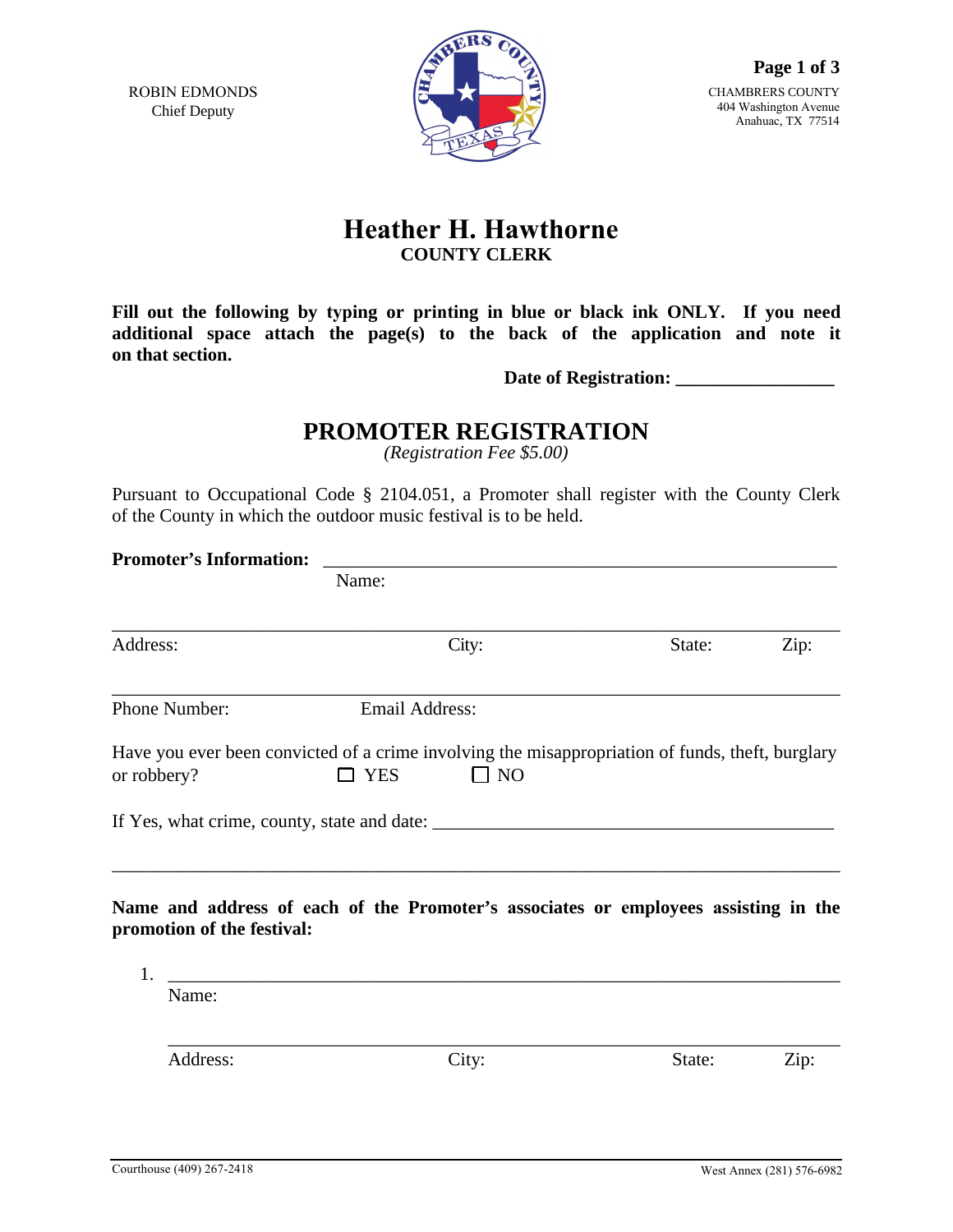ROBIN EDMONDS
Chief Deputy

CHAMBRERS COUNTY
404 Washington Avenue
Anahuac, TX 77514

# Heather H. Hawthorne

**COUNTY CLERK**

**Fill out the following by typing or printing in blue or black ink ONLY. If you need additional space attach the page(s) to the back of the application and note it on that section.**

**Date of Registration: _________________**

## PROMOTER REGISTRATION

*(Registration Fee $5.00)*

Pursuant to Occupational Code § 2104.051, a Promoter shall register with the County Clerk of the County in which the outdoor music festival is to be held.

**Promoter's Information:** _______________________________________________________

Name:

_____________________________________________________________________________

Address: City: State: Zip:

_____________________________________________________________________________

Phone Number: Email Address:

Have you ever been convicted of a crime involving the misappropriation of funds, theft, burglary or robbery? ☐ YES ☐ NO

If Yes, what crime, county, state and date: ___________________________________________

_____________________________________________________________________________

**Name and address of each of the Promoter's associates or employees assisting in the promotion of the festival:**

1. ________________________________________________________________________

   Name:

   ________________________________________________________________________

   Address: City: State: Zip:

Courthouse (409) 267-2418

West Annex (281) 576-6982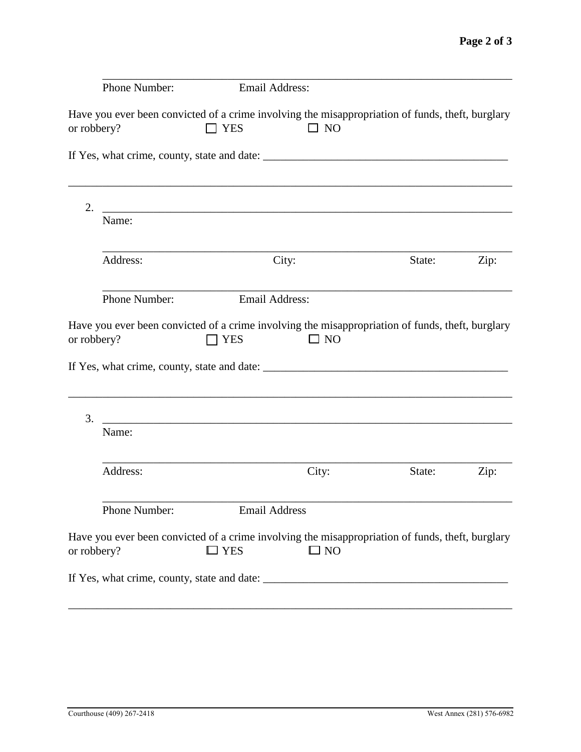\_\_\_\_\_\_\_\_\_\_\_\_\_\_\_\_\_\_\_\_\_\_\_\_\_\_\_\_\_\_\_\_\_\_\_\_\_\_\_\_\_\_\_\_\_\_\_\_\_\_\_\_\_\_\_\_\_\_\_\_\_\_\_\_\_\_\_\_\_\_

Phone Number: Email Address:

Have you ever been convicted of a crime involving the misappropriation of funds, theft, burglary or robbery? ☐ YES ☐ NO

If Yes, what crime, county, state and date: \_\_\_\_\_\_\_\_\_\_\_\_\_\_\_\_\_\_\_\_\_\_\_\_\_\_\_\_\_\_\_\_\_\_\_\_\_\_\_\_\_\_\_\_

\_\_\_\_\_\_\_\_\_\_\_\_\_\_\_\_\_\_\_\_\_\_\_\_\_\_\_\_\_\_\_\_\_\_\_\_\_\_\_\_\_\_\_\_\_\_\_\_\_\_\_\_\_\_\_\_\_\_\_\_\_\_\_\_\_\_\_\_\_\_\_\_\_\_\_\_\_\_

2. \_\_\_\_\_\_\_\_\_\_\_\_\_\_\_\_\_\_\_\_\_\_\_\_\_\_\_\_\_\_\_\_\_\_\_\_\_\_\_\_\_\_\_\_\_\_\_\_\_\_\_\_\_\_\_\_\_\_\_\_\_\_\_\_\_\_\_\_\_\_
   Name:

   \_\_\_\_\_\_\_\_\_\_\_\_\_\_\_\_\_\_\_\_\_\_\_\_\_\_\_\_\_\_\_\_\_\_\_\_\_\_\_\_\_\_\_\_\_\_\_\_\_\_\_\_\_\_\_\_\_\_\_\_\_\_\_\_\_\_\_\_\_\_
   Address: City: State: Zip:

   \_\_\_\_\_\_\_\_\_\_\_\_\_\_\_\_\_\_\_\_\_\_\_\_\_\_\_\_\_\_\_\_\_\_\_\_\_\_\_\_\_\_\_\_\_\_\_\_\_\_\_\_\_\_\_\_\_\_\_\_\_\_\_\_\_\_\_\_\_\_
   Phone Number: Email Address:

Have you ever been convicted of a crime involving the misappropriation of funds, theft, burglary or robbery? ☐ YES ☐ NO

If Yes, what crime, county, state and date: \_\_\_\_\_\_\_\_\_\_\_\_\_\_\_\_\_\_\_\_\_\_\_\_\_\_\_\_\_\_\_\_\_\_\_\_\_\_\_\_\_\_\_\_

\_\_\_\_\_\_\_\_\_\_\_\_\_\_\_\_\_\_\_\_\_\_\_\_\_\_\_\_\_\_\_\_\_\_\_\_\_\_\_\_\_\_\_\_\_\_\_\_\_\_\_\_\_\_\_\_\_\_\_\_\_\_\_\_\_\_\_\_\_\_\_\_\_\_\_\_\_\_

3. \_\_\_\_\_\_\_\_\_\_\_\_\_\_\_\_\_\_\_\_\_\_\_\_\_\_\_\_\_\_\_\_\_\_\_\_\_\_\_\_\_\_\_\_\_\_\_\_\_\_\_\_\_\_\_\_\_\_\_\_\_\_\_\_\_\_\_\_\_\_
   Name:

   \_\_\_\_\_\_\_\_\_\_\_\_\_\_\_\_\_\_\_\_\_\_\_\_\_\_\_\_\_\_\_\_\_\_\_\_\_\_\_\_\_\_\_\_\_\_\_\_\_\_\_\_\_\_\_\_\_\_\_\_\_\_\_\_\_\_\_\_\_\_
   Address: City: State: Zip:

   \_\_\_\_\_\_\_\_\_\_\_\_\_\_\_\_\_\_\_\_\_\_\_\_\_\_\_\_\_\_\_\_\_\_\_\_\_\_\_\_\_\_\_\_\_\_\_\_\_\_\_\_\_\_\_\_\_\_\_\_\_\_\_\_\_\_\_\_\_\_
   Phone Number: Email Address

Have you ever been convicted of a crime involving the misappropriation of funds, theft, burglary or robbery? ☐ YES ☐ NO

If Yes, what crime, county, state and date: \_\_\_\_\_\_\_\_\_\_\_\_\_\_\_\_\_\_\_\_\_\_\_\_\_\_\_\_\_\_\_\_\_\_\_\_\_\_\_\_\_\_\_\_

\_\_\_\_\_\_\_\_\_\_\_\_\_\_\_\_\_\_\_\_\_\_\_\_\_\_\_\_\_\_\_\_\_\_\_\_\_\_\_\_\_\_\_\_\_\_\_\_\_\_\_\_\_\_\_\_\_\_\_\_\_\_\_\_\_\_\_\_\_\_\_\_\_\_\_\_\_\_

Courthouse (409) 267-2418 West Annex (281) 576-6982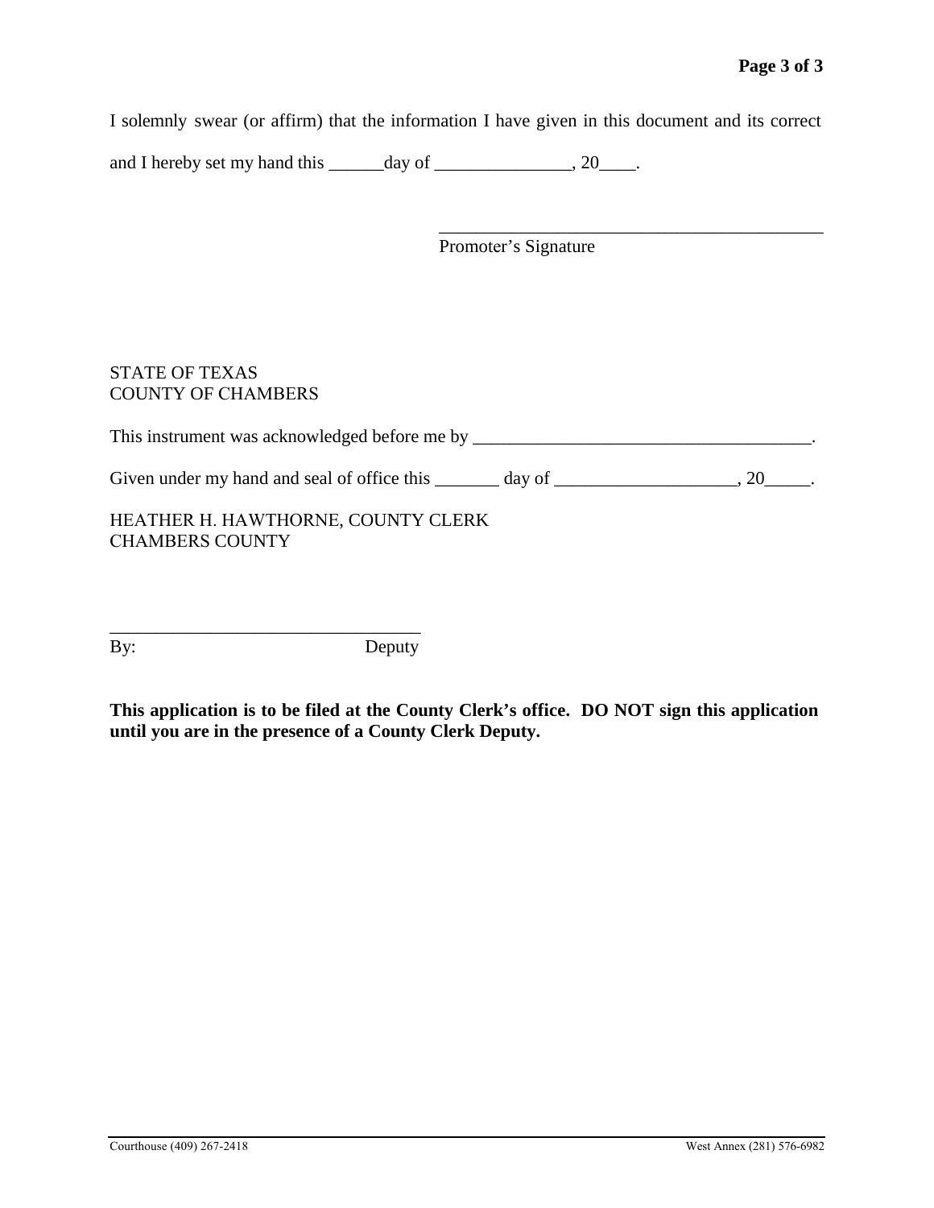I solemnly swear (or affirm) that the information I have given in this document and its correct and I hereby set my hand this ______day of _______________, 20____.

___________________________________________
Promoter's Signature

STATE OF TEXAS
COUNTY OF CHAMBERS

This instrument was acknowledged before me by _____________________________________.

Given under my hand and seal of office this _______ day of ____________________, 20_____.

HEATHER H. HAWTHORNE, COUNTY CLERK
CHAMBERS COUNTY

___________________________________
By: Deputy

**This application is to be filed at the County Clerk's office. DO NOT sign this application until you are in the presence of a County Clerk Deputy.**

Courthouse (409) 267-2418 West Annex (281) 576-6982